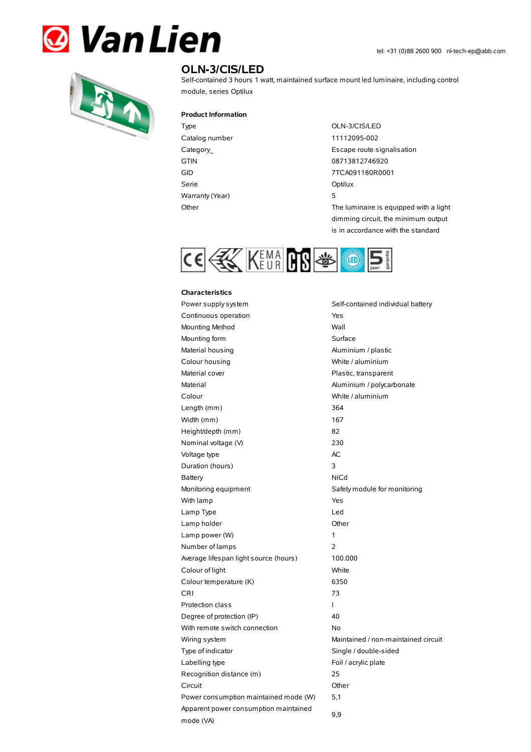Van Lien

tel: +31 (0)88 2600 900 nl-tech-ep@abb.com

# OLN-3/CIS/LED

Self-contained 3 hours 1 watt, maintained surface mount led luminaire, including control module, series Optilux

## Product Information

| | |
|---|---|
| Type | OLN-3/CIS/LED |
| Catalog number | 11112095-002 |
| Category_ | Escape route signalisation |
| GTIN | 08713812746920 |
| GID | 7TCA091180R0001 |
| Serie | Optilux |
| Warranty (Year) | 5 |
| Other | The luminaire is equipped with a light dimming circuit, the minimum output is in accordance with the standard |

## Characteristics

| | |
|---|---|
| Power supply system | Self-contained individual battery |
| Continuous operation | Yes |
| Mounting Method | Wall |
| Mounting form | Surface |
| Material housing | Aluminium / plastic |
| Colour housing | White / aluminium |
| Material cover | Plastic, transparent |
| Material | Aluminium / polycarbonate |
| Colour | White / aluminium |
| Length (mm) | 364 |
| Width (mm) | 167 |
| Height/depth (mm) | 82 |
| Nominal voltage (V) | 230 |
| Voltage type | AC |
| Duration (hours) | 3 |
| Battery | NiCd |
| Monitoring equipment | Safety module for monitoring |
| With lamp | Yes |
| Lamp Type | Led |
| Lamp holder | Other |
| Lamp power (W) | 1 |
| Number of lamps | 2 |
| Average lifespan light source (hours) | 100.000 |
| Colour of light | White |
| Colour temperature (K) | 6350 |
| CRI | 73 |
| Protection class | I |
| Degree of protection (IP) | 40 |
| With remote switch connection | No |
| Wiring system | Maintained / non-maintained circuit |
| Type of indicator | Single / double-sided |
| Labelling type | Foil / acrylic plate |
| Recognition distance (m) | 25 |
| Circuit | Other |
| Power consumption maintained mode (W) | 5,1 |
| Apparent power consumption maintained mode (VA) | 9,9 |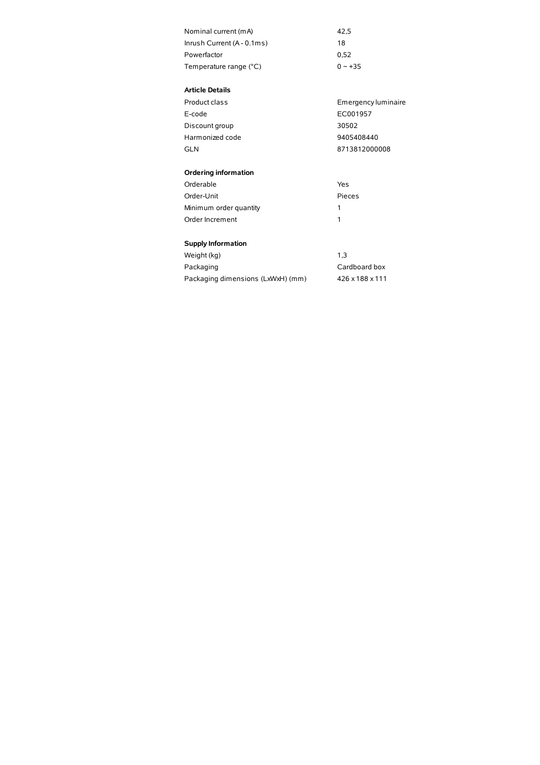| | |
|---|---|
| Nominal current (mA) | 42,5 |
| Inrush Current (A - 0.1ms) | 18 |
| Powerfactor | 0,52 |
| Temperature range (°C) | 0 ~ +35 |

**Article Details**

| | |
|---|---|
| Product class | Emergency luminaire |
| E-code | EC001957 |
| Discount group | 30502 |
| Harmonized code | 9405408440 |
| GLN | 8713812000008 |

**Ordering information**

| | |
|---|---|
| Orderable | Yes |
| Order-Unit | Pieces |
| Minimum order quantity | 1 |
| Order Increment | 1 |

**Supply Information**

| | |
|---|---|
| Weight (kg) | 1,3 |
| Packaging | Cardboard box |
| Packaging dimensions (LxWxH) (mm) | 426 x 188 x 111 |